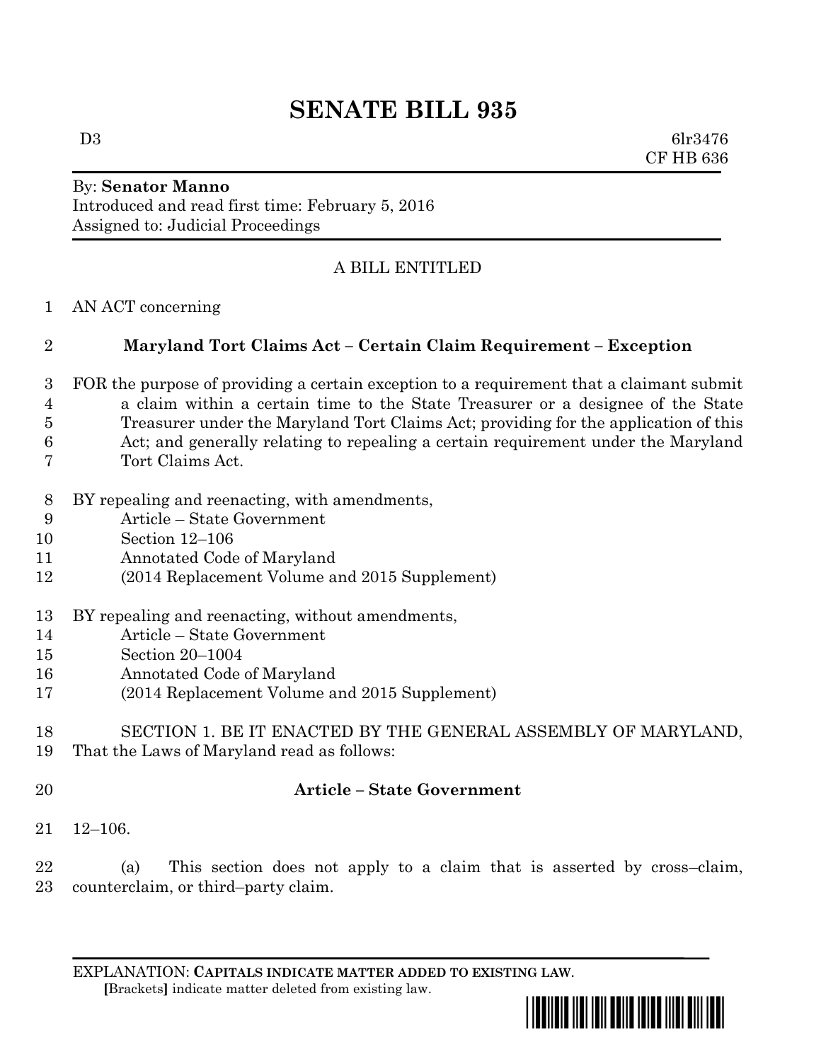# SENATE BILL 935

D3 6lr3476
CF HB 636

By: **Senator Manno**
Introduced and read first time: February 5, 2016
Assigned to: Judicial Proceedings

A BILL ENTITLED

AN ACT concerning

## Maryland Tort Claims Act – Certain Claim Requirement – Exception

FOR the purpose of providing a certain exception to a requirement that a claimant submit a claim within a certain time to the State Treasurer or a designee of the State Treasurer under the Maryland Tort Claims Act; providing for the application of this Act; and generally relating to repealing a certain requirement under the Maryland Tort Claims Act.

BY repealing and reenacting, with amendments,
Article – State Government
Section 12–106
Annotated Code of Maryland
(2014 Replacement Volume and 2015 Supplement)

BY repealing and reenacting, without amendments,
Article – State Government
Section 20–1004
Annotated Code of Maryland
(2014 Replacement Volume and 2015 Supplement)

SECTION 1. BE IT ENACTED BY THE GENERAL ASSEMBLY OF MARYLAND, That the Laws of Maryland read as follows:

**Article – State Government**

12–106.

(a) This section does not apply to a claim that is asserted by cross–claim, counterclaim, or third–party claim.

EXPLANATION: **CAPITALS INDICATE MATTER ADDED TO EXISTING LAW.**
[Brackets] indicate matter deleted from existing law.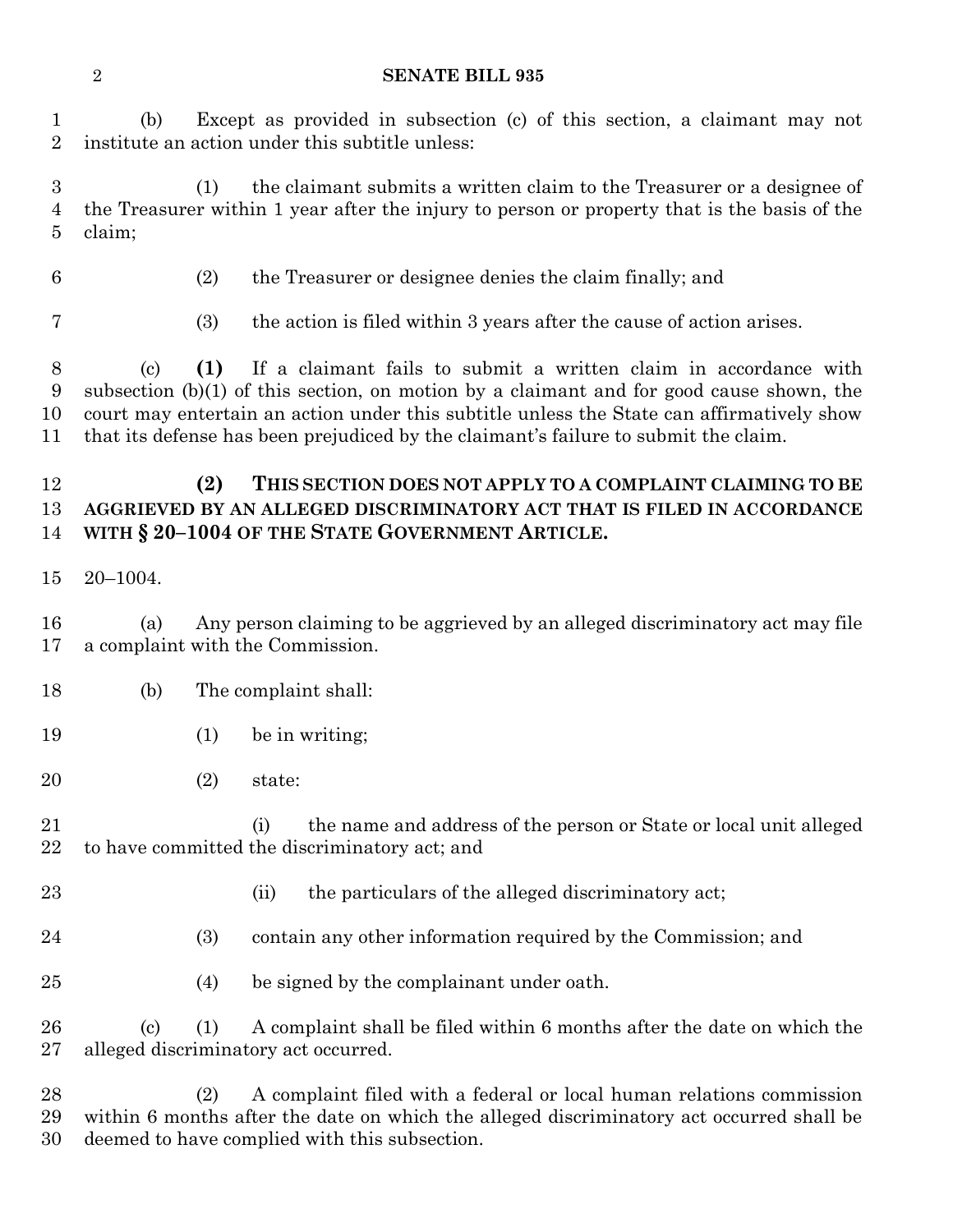(b) Except as provided in subsection (c) of this section, a claimant may not institute an action under this subtitle unless:

(1) the claimant submits a written claim to the Treasurer or a designee of the Treasurer within 1 year after the injury to person or property that is the basis of the claim;

(2) the Treasurer or designee denies the claim finally; and

(3) the action is filed within 3 years after the cause of action arises.

(c) **(1)** If a claimant fails to submit a written claim in accordance with subsection (b)(1) of this section, on motion by a claimant and for good cause shown, the court may entertain an action under this subtitle unless the State can affirmatively show that its defense has been prejudiced by the claimant's failure to submit the claim.

**(2) THIS SECTION DOES NOT APPLY TO A COMPLAINT CLAIMING TO BE AGGRIEVED BY AN ALLEGED DISCRIMINATORY ACT THAT IS FILED IN ACCORDANCE WITH § 20–1004 OF THE STATE GOVERNMENT ARTICLE.**

20–1004.

(a) Any person claiming to be aggrieved by an alleged discriminatory act may file a complaint with the Commission.

(b) The complaint shall:

(1) be in writing;

(2) state:

(i) the name and address of the person or State or local unit alleged to have committed the discriminatory act; and

(ii) the particulars of the alleged discriminatory act;

(3) contain any other information required by the Commission; and

(4) be signed by the complainant under oath.

(c) (1) A complaint shall be filed within 6 months after the date on which the alleged discriminatory act occurred.

(2) A complaint filed with a federal or local human relations commission within 6 months after the date on which the alleged discriminatory act occurred shall be deemed to have complied with this subsection.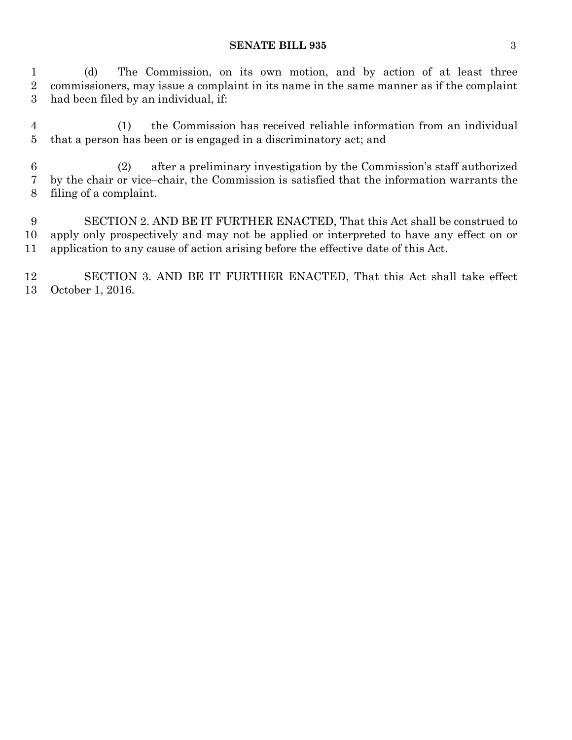(d) The Commission, on its own motion, and by action of at least three commissioners, may issue a complaint in its name in the same manner as if the complaint had been filed by an individual, if:

(1) the Commission has received reliable information from an individual that a person has been or is engaged in a discriminatory act; and

(2) after a preliminary investigation by the Commission's staff authorized by the chair or vice–chair, the Commission is satisfied that the information warrants the filing of a complaint.

SECTION 2. AND BE IT FURTHER ENACTED, That this Act shall be construed to apply only prospectively and may not be applied or interpreted to have any effect on or application to any cause of action arising before the effective date of this Act.

SECTION 3. AND BE IT FURTHER ENACTED, That this Act shall take effect October 1, 2016.